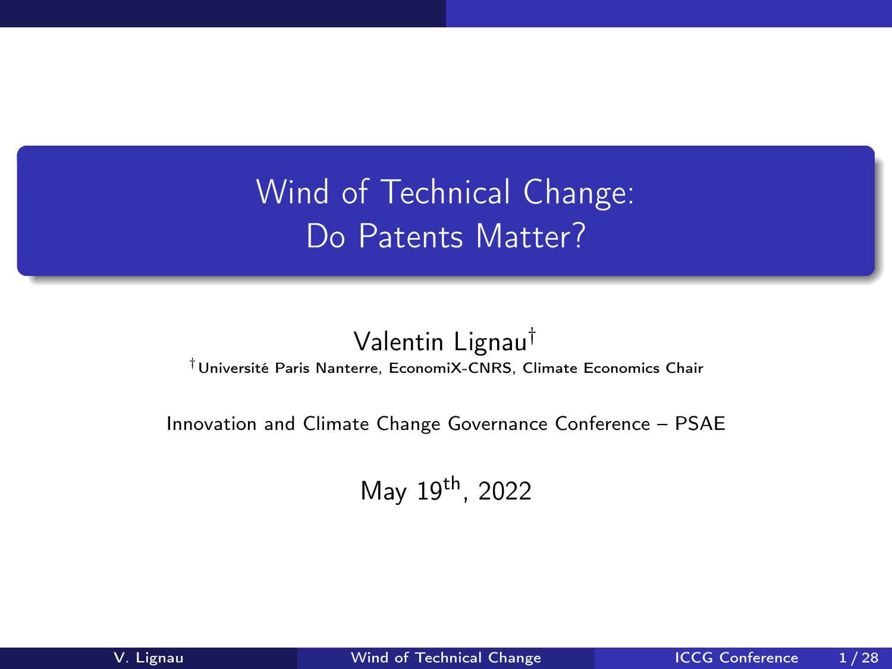# Wind of Technical Change: Do Patents Matter?

Valentin Lignau[†]

[†] Université Paris Nanterre, EconomiX-CNRS, Climate Economics Chair

Innovation and Climate Change Governance Conference – PSAE

May 19th, 2022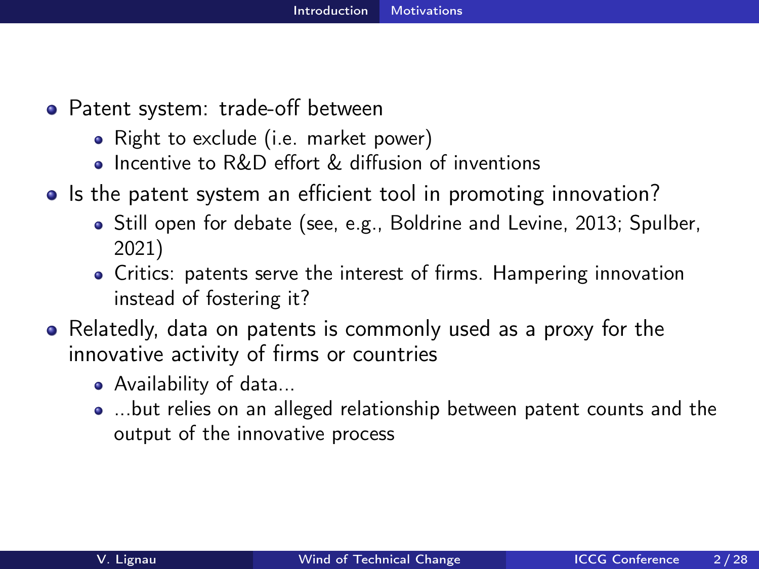- Patent system: trade-off between
  - Right to exclude (i.e. market power)
  - Incentive to R&D effort & diffusion of inventions
- Is the patent system an efficient tool in promoting innovation?
  - Still open for debate (see, e.g., Boldrine and Levine, 2013; Spulber, 2021)
  - Critics: patents serve the interest of firms. Hampering innovation instead of fostering it?
- Relatedly, data on patents is commonly used as a proxy for the innovative activity of firms or countries
  - Availability of data...
  - ...but relies on an alleged relationship between patent counts and the output of the innovative process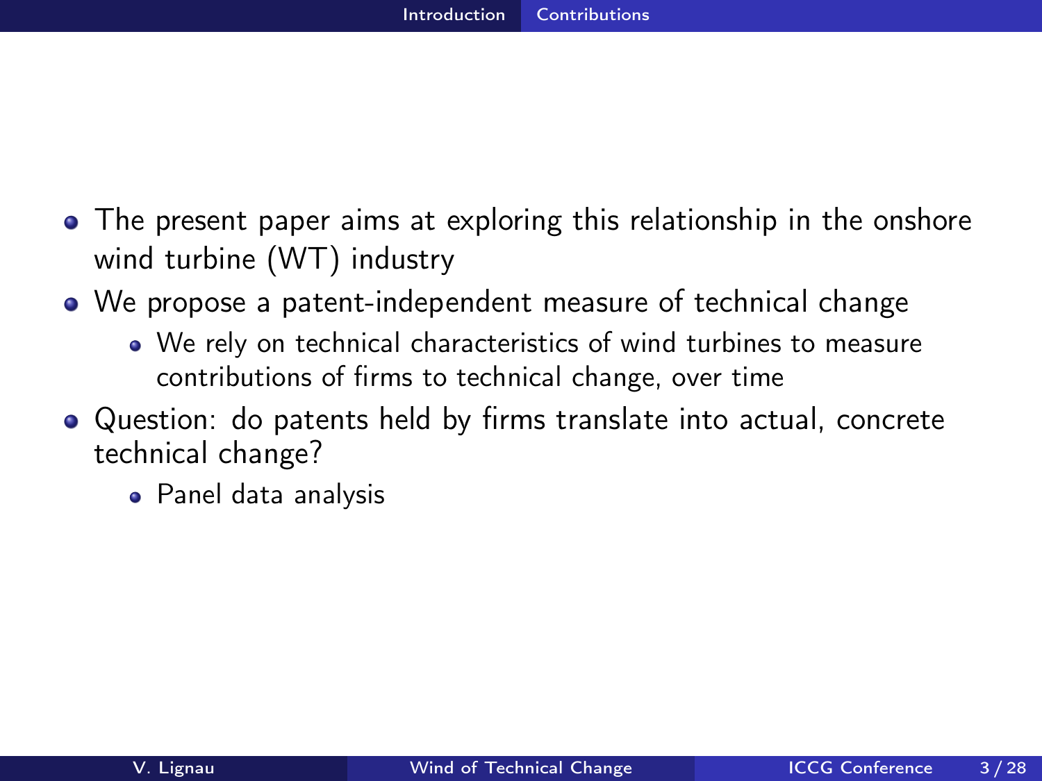- The present paper aims at exploring this relationship in the onshore wind turbine (WT) industry
- We propose a patent-independent measure of technical change
  - We rely on technical characteristics of wind turbines to measure contributions of firms to technical change, over time
- Question: do patents held by firms translate into actual, concrete technical change?
  - Panel data analysis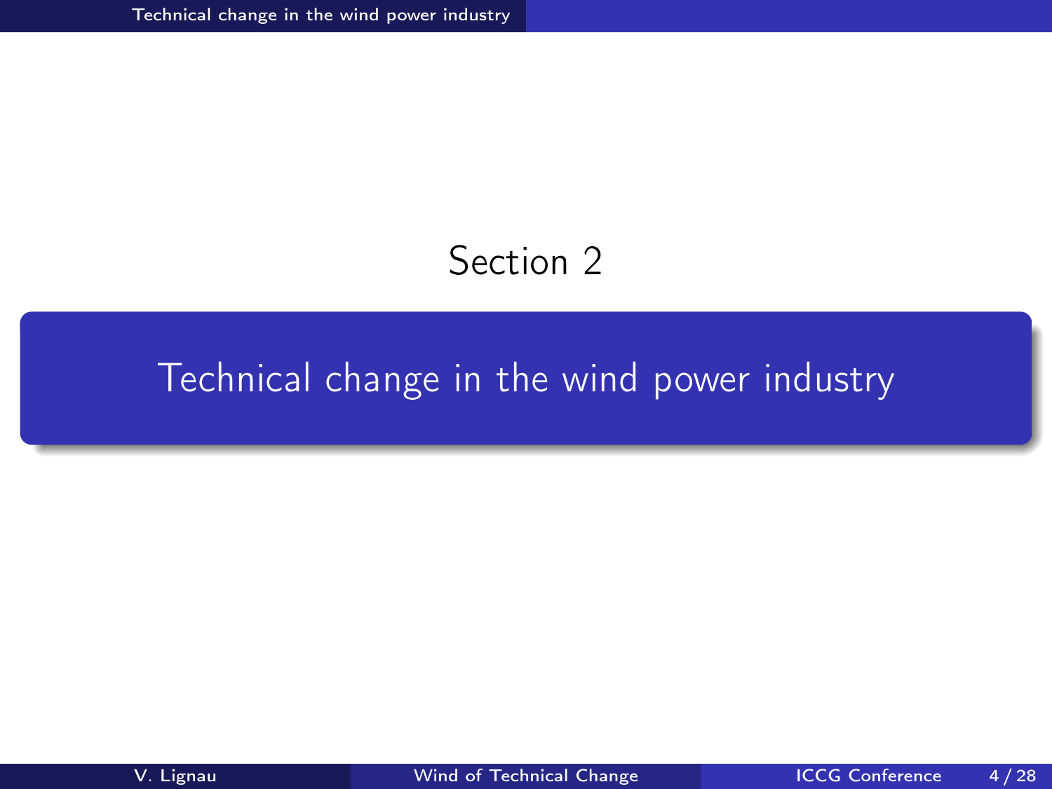Section 2

# Technical change in the wind power industry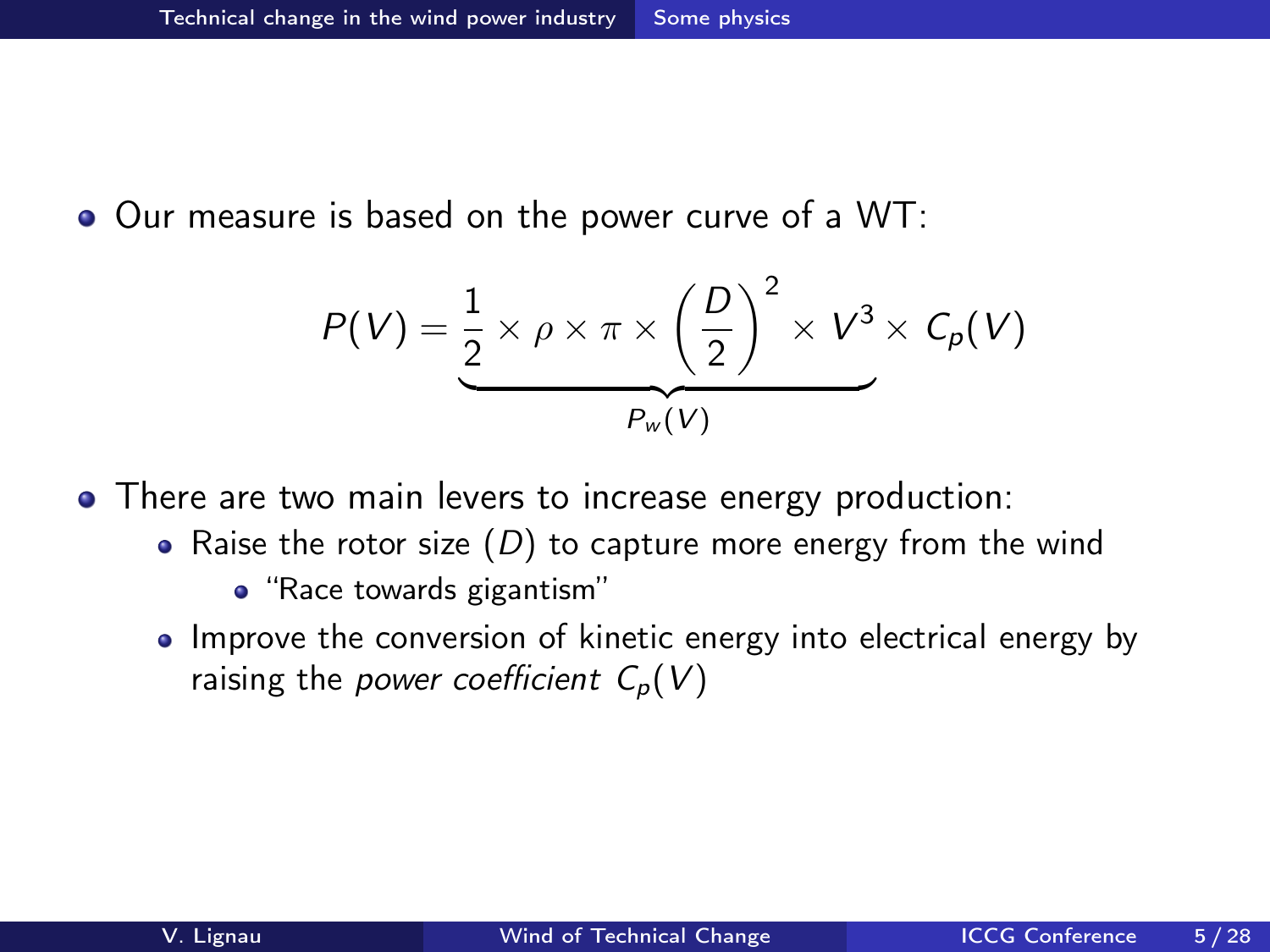- Our measure is based on the power curve of a WT:

$$P(V) = \underbrace{\frac{1}{2} \times \rho \times \pi \times \left(\frac{D}{2}\right)^2 \times V^3}_{P_w(V)} \times C_p(V)$$

- There are two main levers to increase energy production:
  - Raise the rotor size ($D$) to capture more energy from the wind
    - "Race towards gigantism"
  - Improve the conversion of kinetic energy into electrical energy by raising the *power coefficient* $C_p(V)$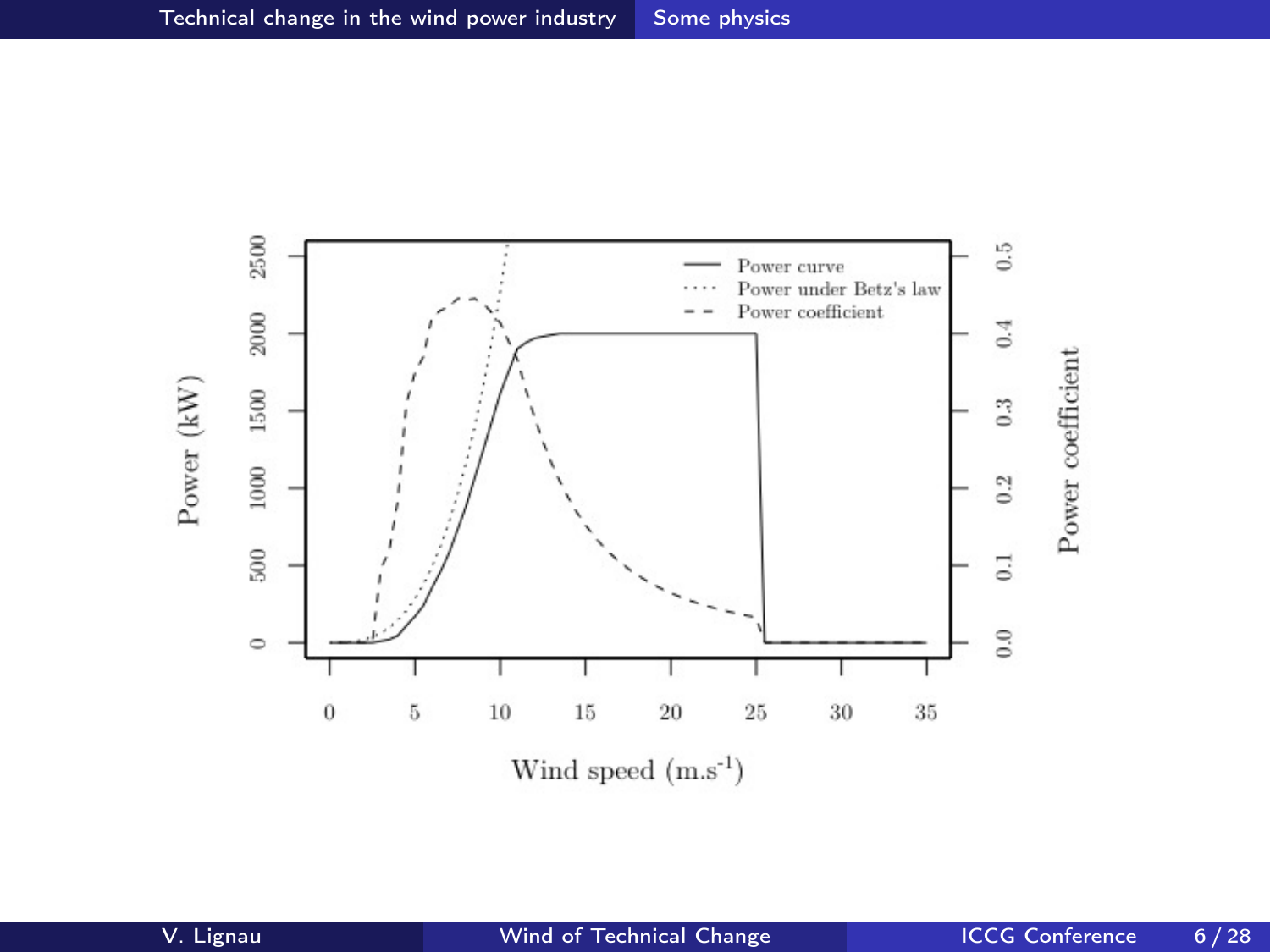Power curve
Power under Betz's law
Power coefficient

Power (kW): 0, 500, 1000, 1500, 2000, 2500

Power coefficient: 0.0, 0.1, 0.2, 0.3, 0.4, 0.5

Wind speed ($m.s^{-1}$): 0, 5, 10, 15, 20, 25, 30, 35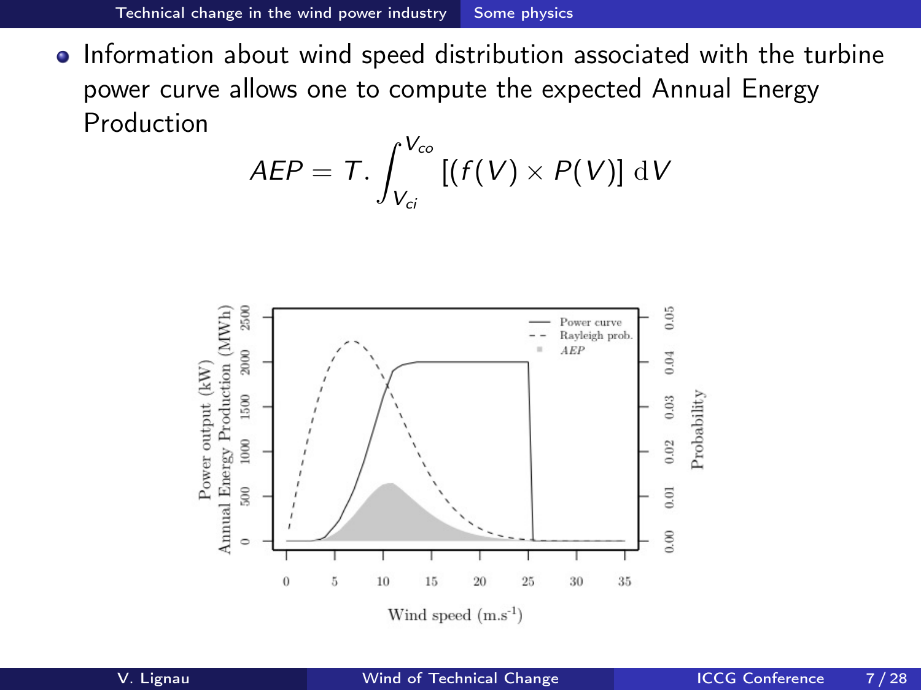- Information about wind speed distribution associated with the turbine power curve allows one to compute the expected Annual Energy Production

$$AEP = T. \int_{V_{ci}}^{V_{co}} [(f(V) \times P(V)] \, \mathrm{d}V$$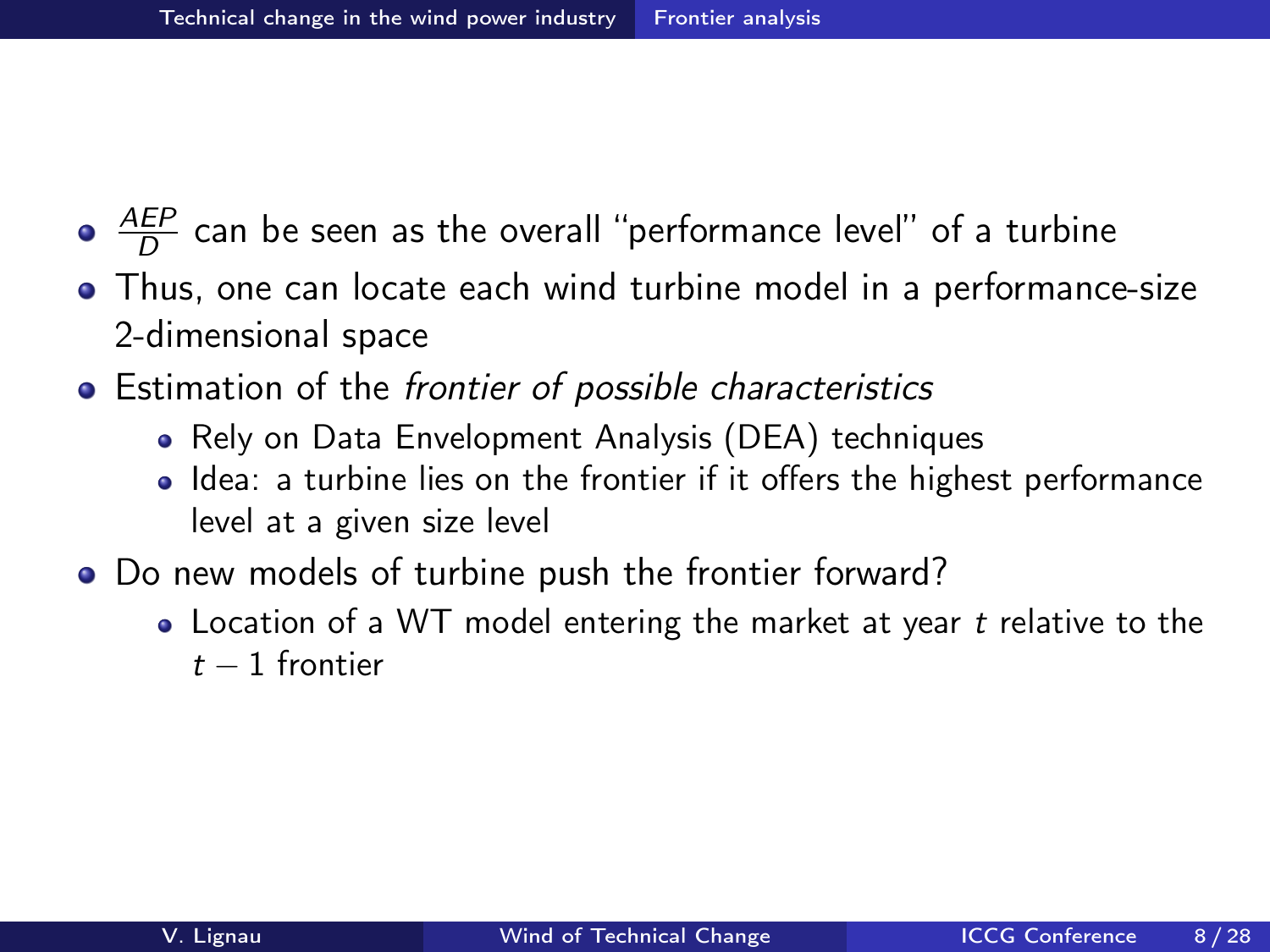- $\frac{AEP}{D}$ can be seen as the overall "performance level" of a turbine
- Thus, one can locate each wind turbine model in a performance-size 2-dimensional space
- Estimation of the *frontier of possible characteristics*
  - Rely on Data Envelopment Analysis (DEA) techniques
  - Idea: a turbine lies on the frontier if it offers the highest performance level at a given size level
- Do new models of turbine push the frontier forward?
  - Location of a WT model entering the market at year $t$ relative to the $t-1$ frontier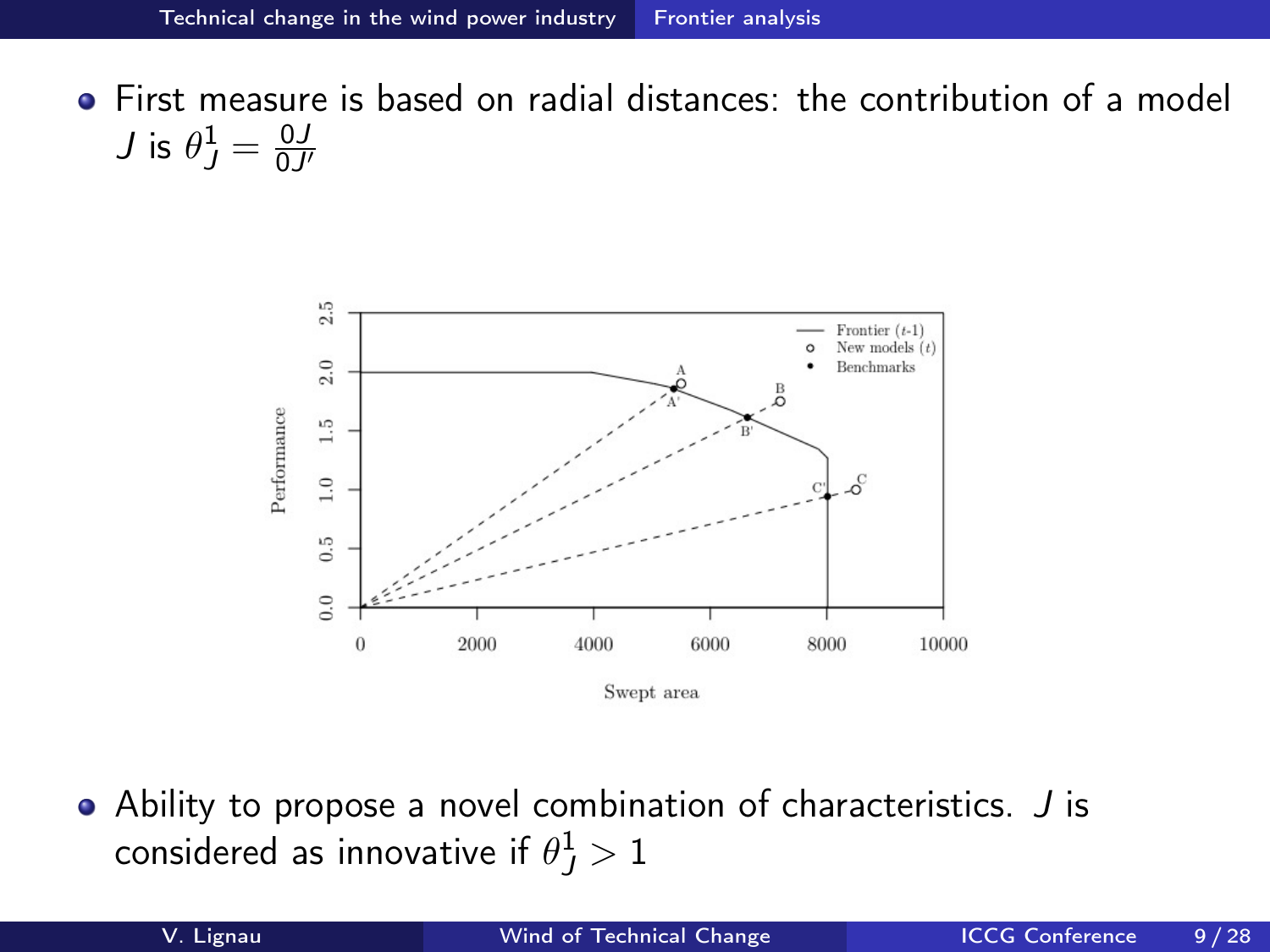- First measure is based on radial distances: the contribution of a model $J$ is $\theta_J^1 = \frac{0J}{0J'}$

- Ability to propose a novel combination of characteristics. $J$ is considered as innovative if $\theta_J^1 > 1$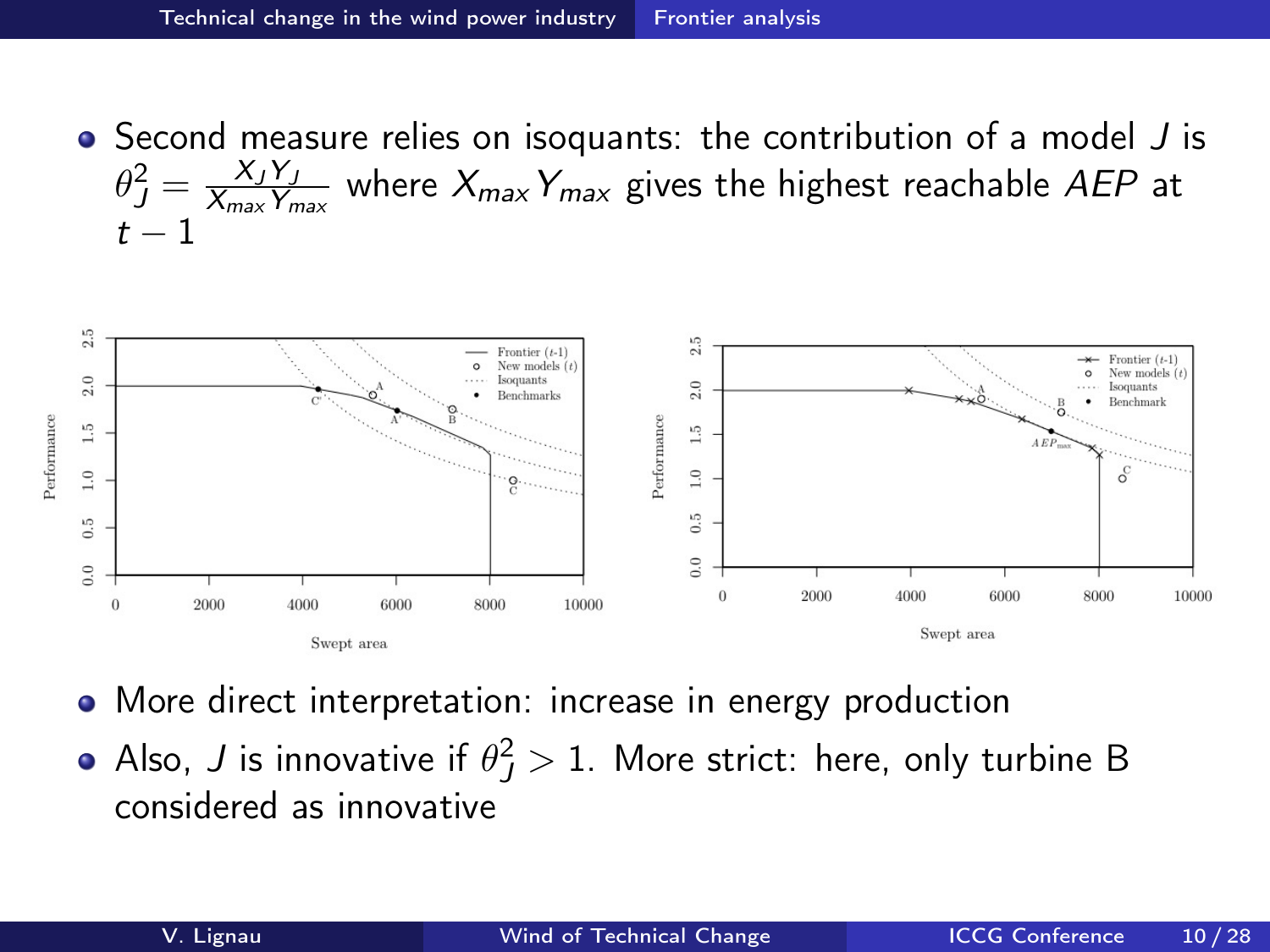- Second measure relies on isoquants: the contribution of a model $J$ is $\theta_J^2 = \frac{X_J Y_J}{X_{max} Y_{max}}$ where $X_{max} Y_{max}$ gives the highest reachable $AEP$ at $t-1$

- More direct interpretation: increase in energy production
- Also, $J$ is innovative if $\theta_J^2 > 1$. More strict: here, only turbine B considered as innovative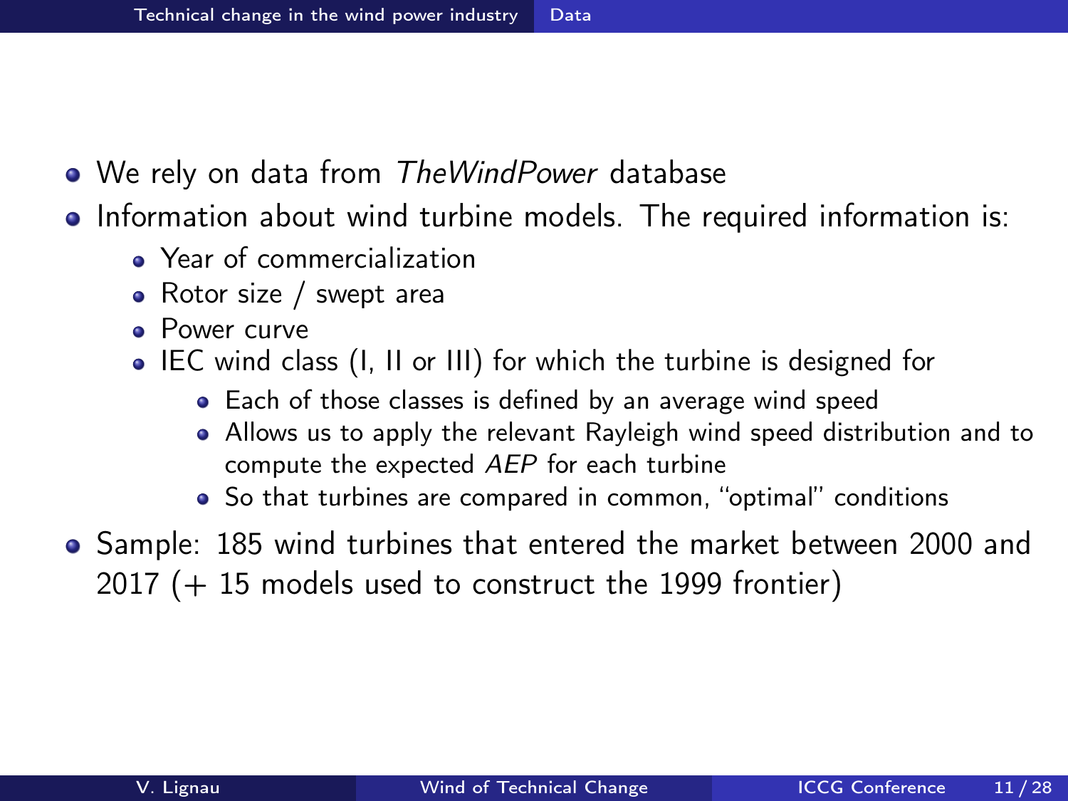- We rely on data from *TheWindPower* database
- Information about wind turbine models. The required information is:
  - Year of commercialization
  - Rotor size / swept area
  - Power curve
  - IEC wind class (I, II or III) for which the turbine is designed for
    - Each of those classes is defined by an average wind speed
    - Allows us to apply the relevant Rayleigh wind speed distribution and to compute the expected *AEP* for each turbine
    - So that turbines are compared in common, "optimal" conditions
- Sample: 185 wind turbines that entered the market between 2000 and 2017 (+ 15 models used to construct the 1999 frontier)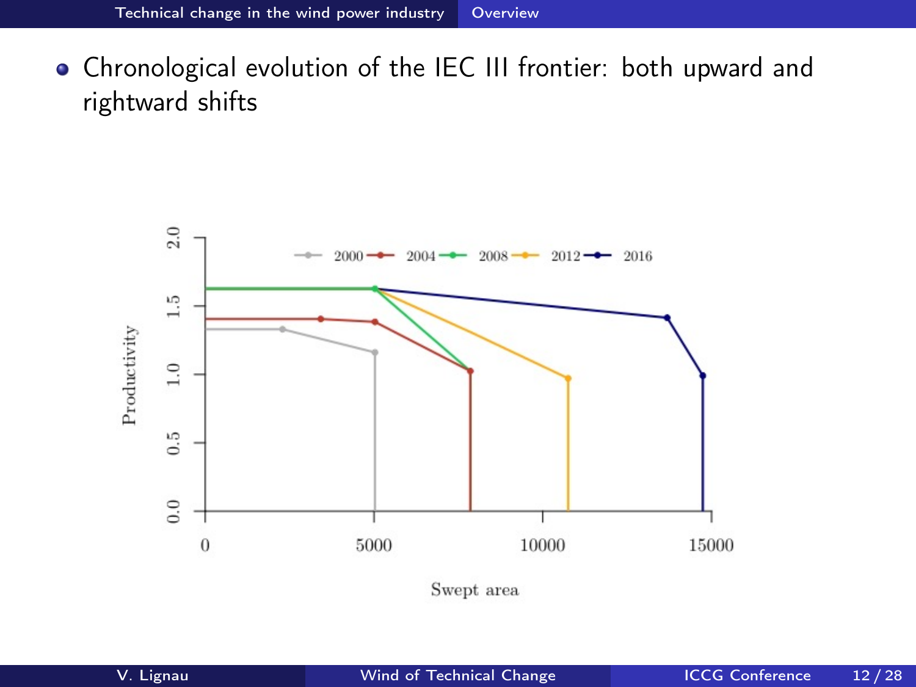- Chronological evolution of the IEC III frontier: both upward and rightward shifts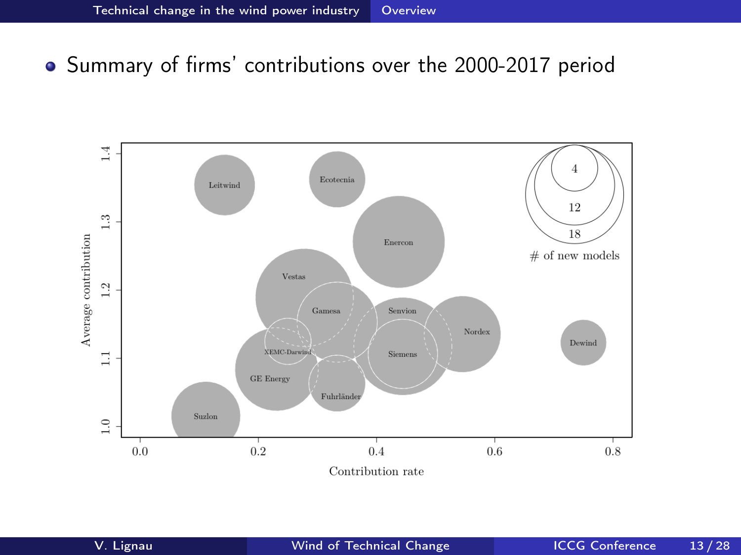- Summary of firms' contributions over the 2000-2017 period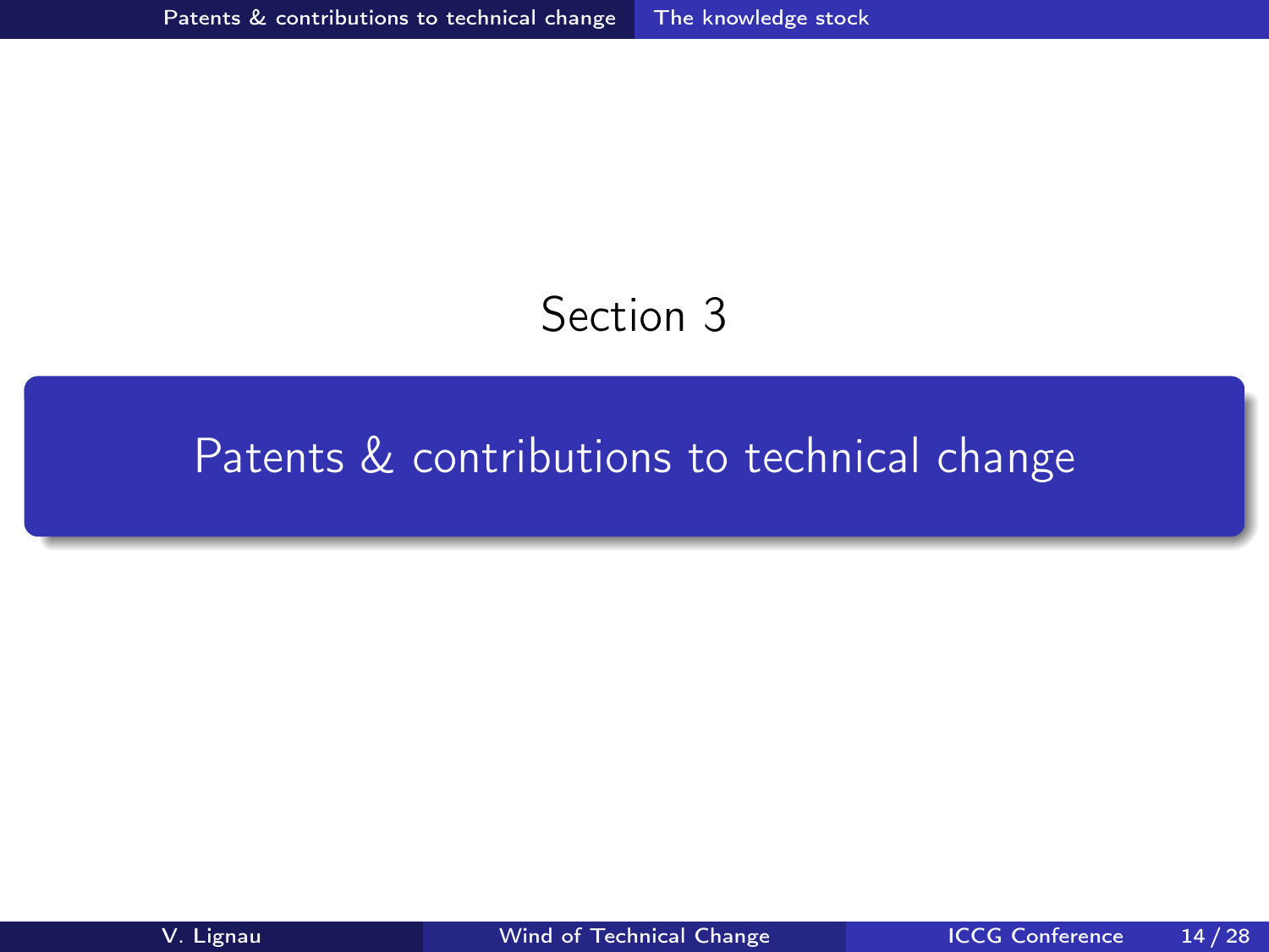Section 3

# Patents & contributions to technical change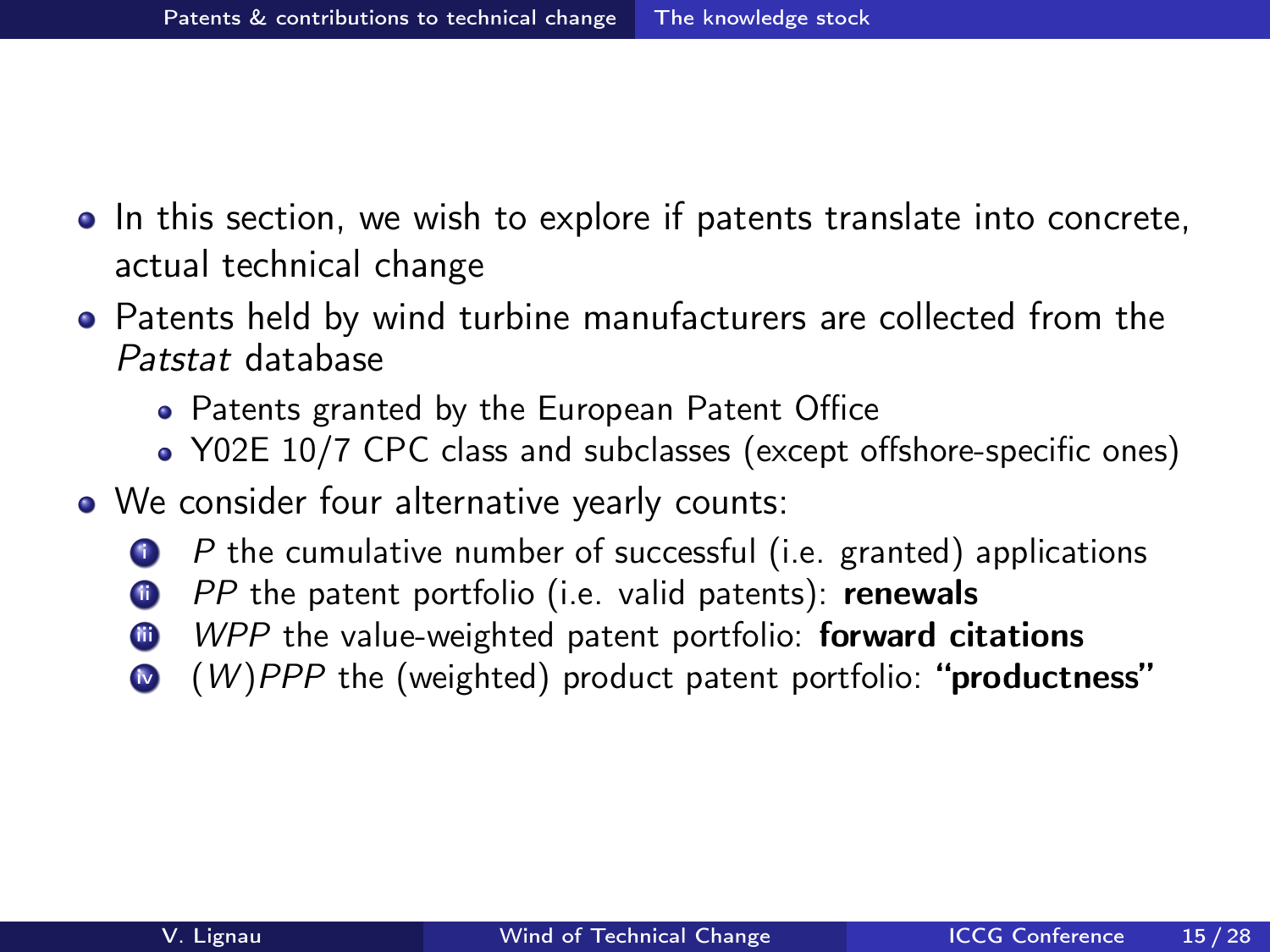- In this section, we wish to explore if patents translate into concrete, actual technical change
- Patents held by wind turbine manufacturers are collected from the *Patstat* database
  - Patents granted by the European Patent Office
  - Y02E 10/7 CPC class and subclasses (except offshore-specific ones)
- We consider four alternative yearly counts:
  1. $P$ the cumulative number of successful (i.e. granted) applications
  2. $PP$ the patent portfolio (i.e. valid patents): **renewals**
  3. $WPP$ the value-weighted patent portfolio: **forward citations**
  4. $(W)PPP$ the (weighted) product patent portfolio: **"productness"**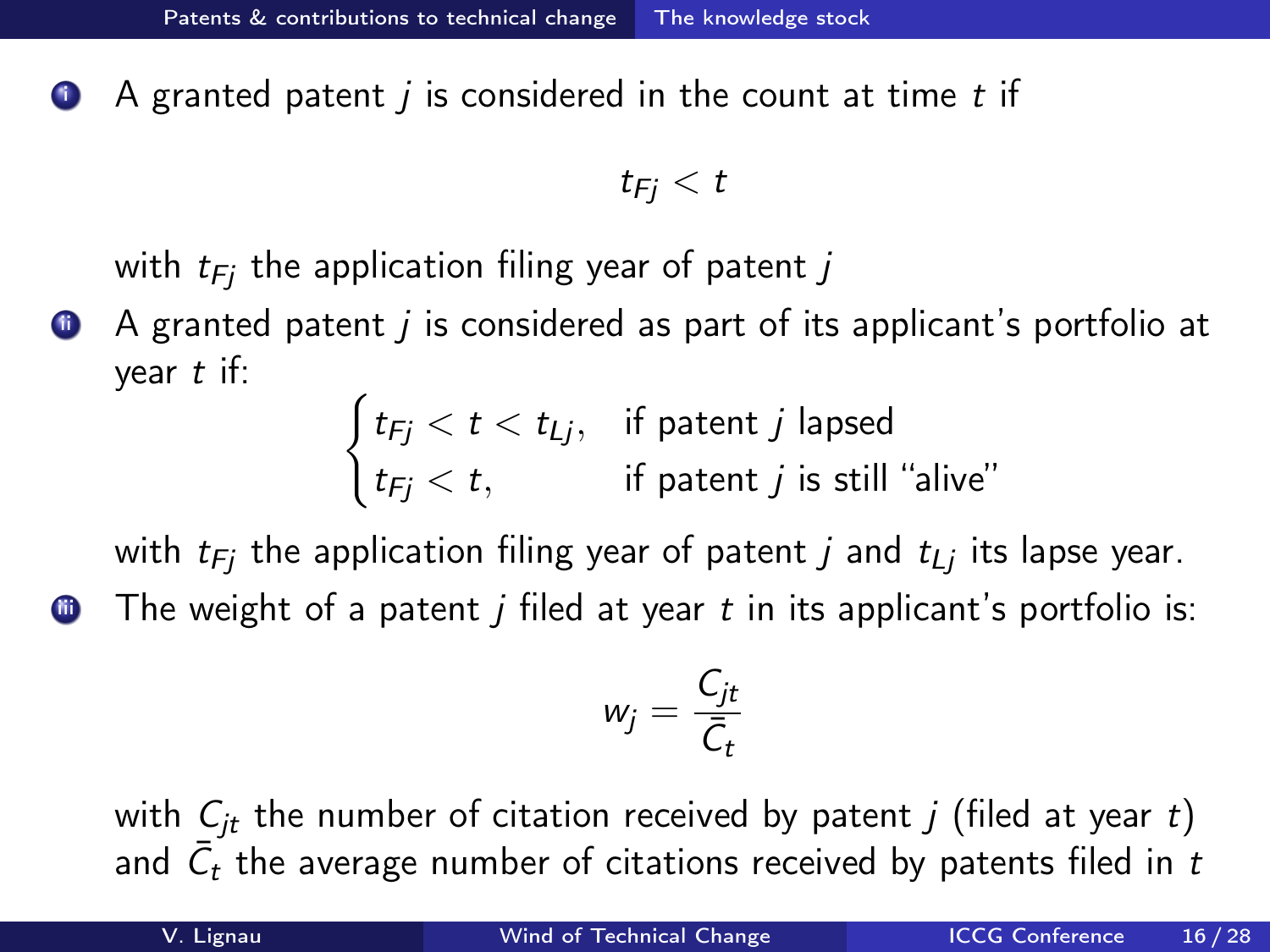1. A granted patent $j$ is considered in the count at time $t$ if

$$t_{Fj} < t$$

   with $t_{Fj}$ the application filing year of patent $j$

2. A granted patent $j$ is considered as part of its applicant's portfolio at year $t$ if:

$$\begin{cases} t_{Fj} < t < t_{Lj}, & \text{if patent } j \text{ lapsed} \\ t_{Fj} < t, & \text{if patent } j \text{ is still "alive"} \end{cases}$$

   with $t_{Fj}$ the application filing year of patent $j$ and $t_{Lj}$ its lapse year.

3. The weight of a patent $j$ filed at year $t$ in its applicant's portfolio is:

$$w_j = \frac{C_{jt}}{\bar{C}_t}$$

   with $C_{jt}$ the number of citation received by patent $j$ (filed at year $t$) and $\bar{C}_t$ the average number of citations received by patents filed in $t$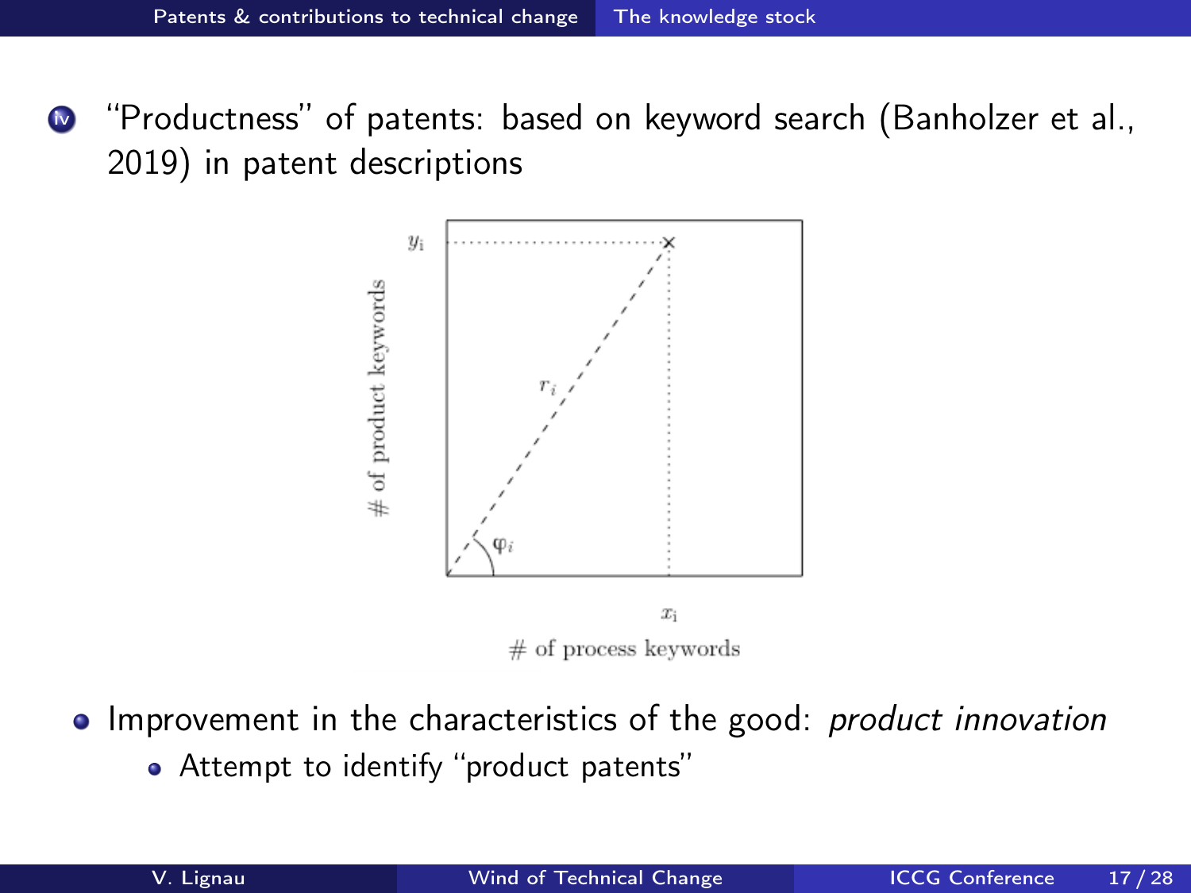iv. "Productness" of patents: based on keyword search (Banholzer et al., 2019) in patent descriptions

- Improvement in the characteristics of the good: *product innovation*
  - Attempt to identify "product patents"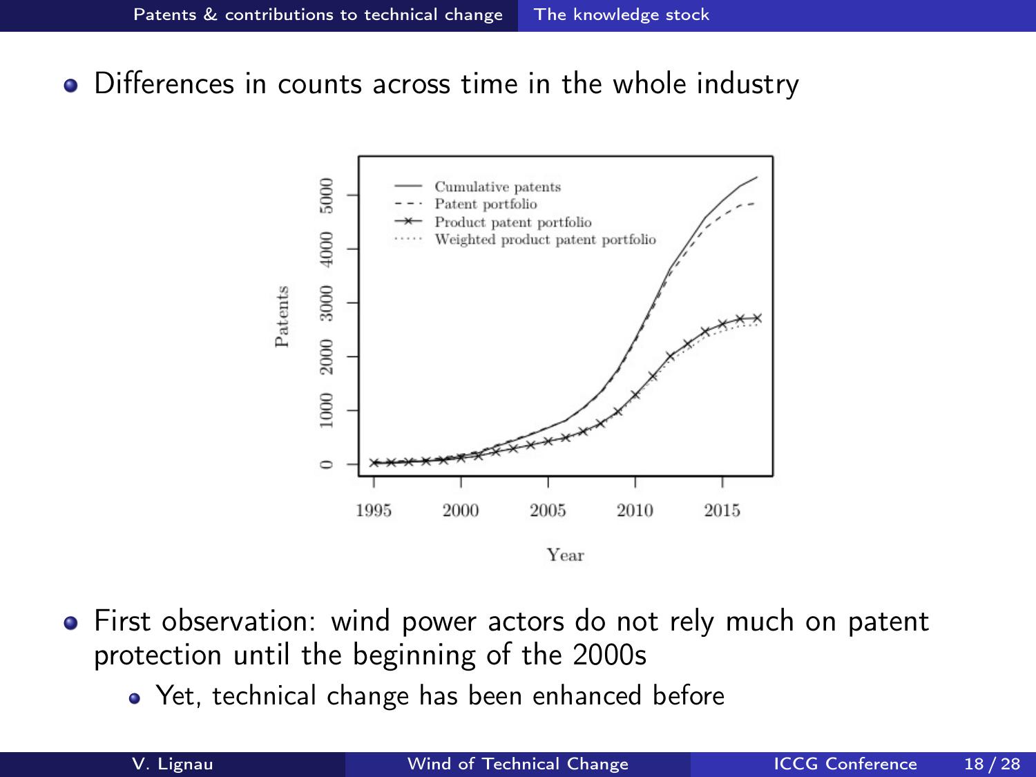- Differences in counts across time in the whole industry

- First observation: wind power actors do not rely much on patent protection until the beginning of the 2000s
  - Yet, technical change has been enhanced before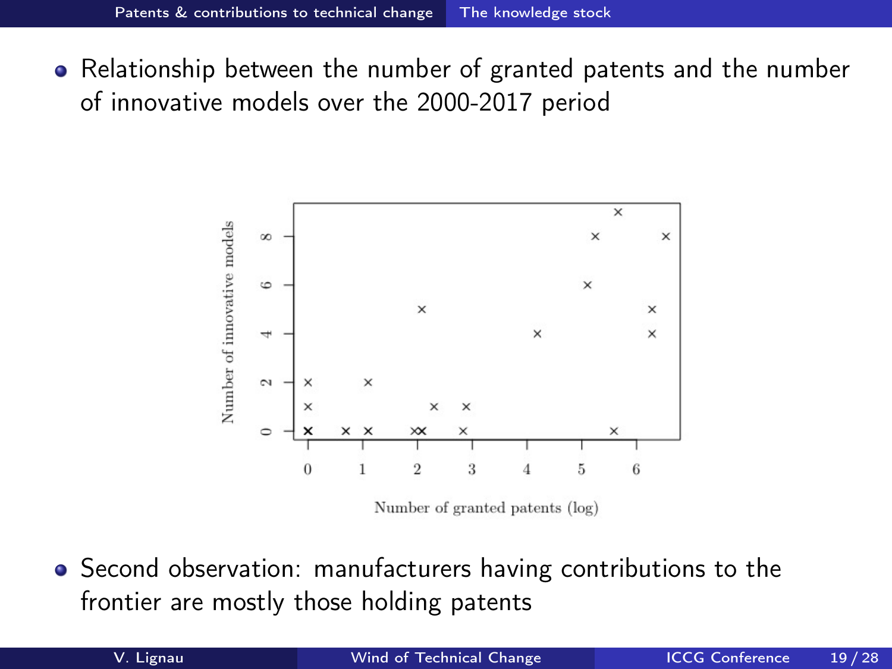- Relationship between the number of granted patents and the number of innovative models over the 2000-2017 period

- Second observation: manufacturers having contributions to the frontier are mostly those holding patents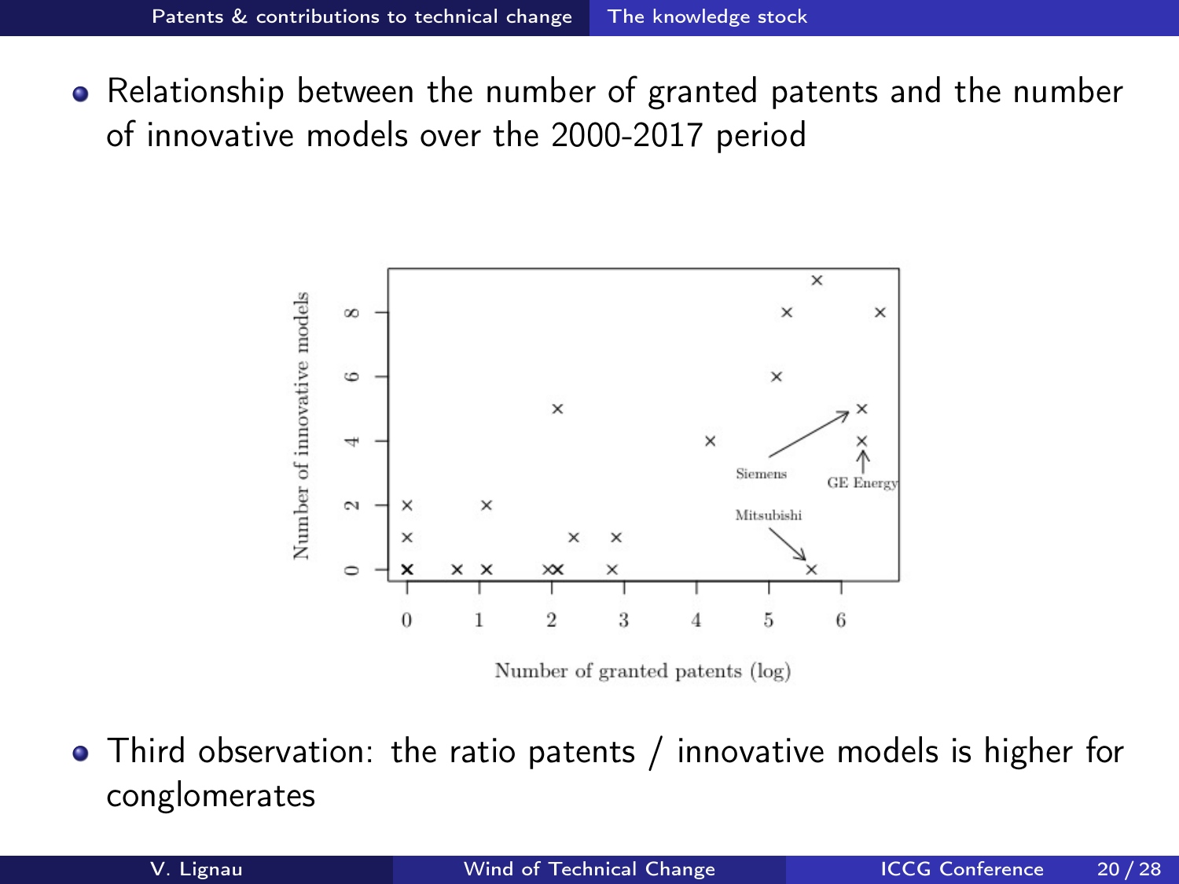- Relationship between the number of granted patents and the number of innovative models over the 2000-2017 period

- Third observation: the ratio patents / innovative models is higher for conglomerates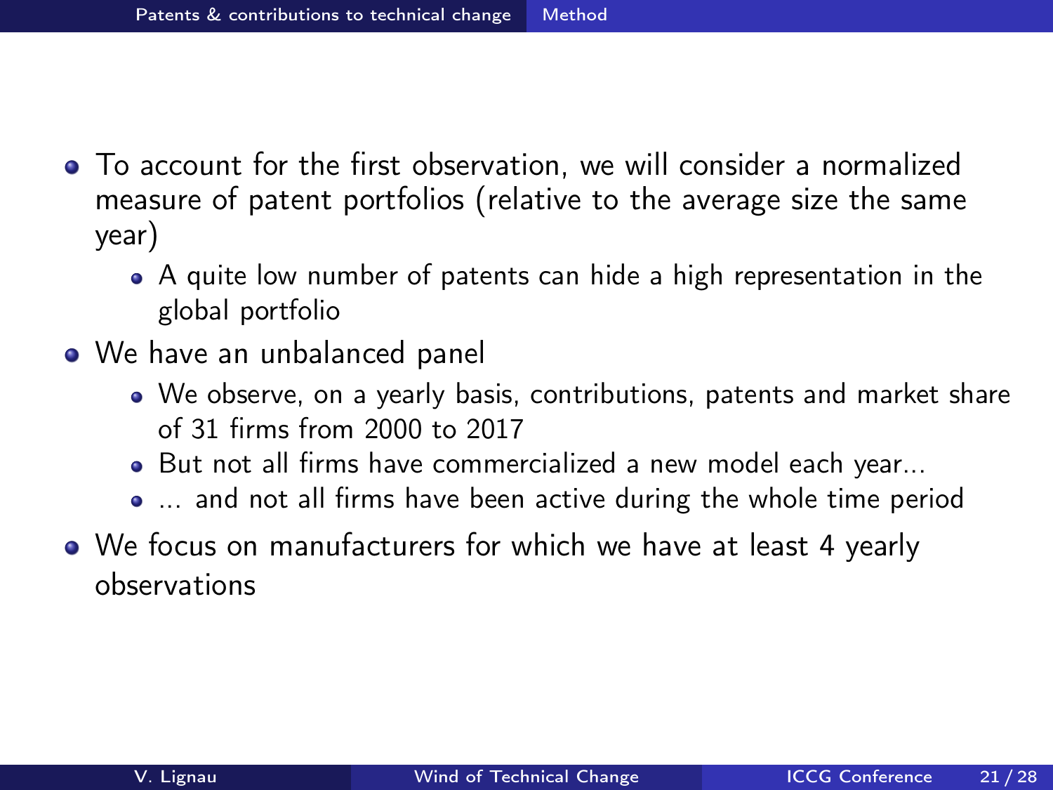- To account for the first observation, we will consider a normalized measure of patent portfolios (relative to the average size the same year)
  - A quite low number of patents can hide a high representation in the global portfolio
- We have an unbalanced panel
  - We observe, on a yearly basis, contributions, patents and market share of 31 firms from 2000 to 2017
  - But not all firms have commercialized a new model each year...
  - ... and not all firms have been active during the whole time period
- We focus on manufacturers for which we have at least 4 yearly observations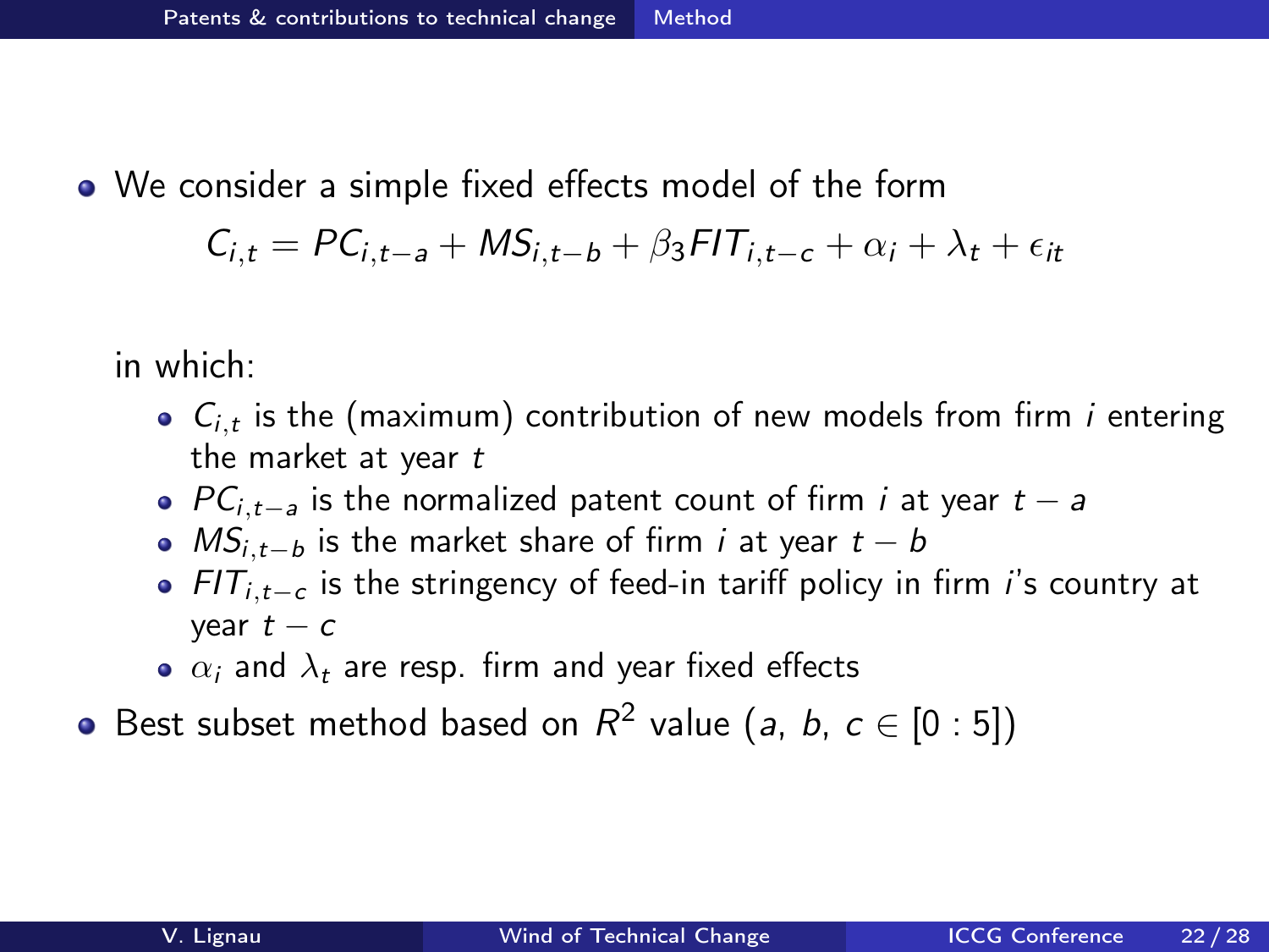- We consider a simple fixed effects model of the form

$$C_{i,t} = PC_{i,t-a} + MS_{i,t-b} + \beta_3 FIT_{i,t-c} + \alpha_i + \lambda_t + \epsilon_{it}$$

  in which:
  - $C_{i,t}$ is the (maximum) contribution of new models from firm $i$ entering the market at year $t$
  - $PC_{i,t-a}$ is the normalized patent count of firm $i$ at year $t-a$
  - $MS_{i,t-b}$ is the market share of firm $i$ at year $t-b$
  - $FIT_{i,t-c}$ is the stringency of feed-in tariff policy in firm $i$'s country at year $t-c$
  - $\alpha_i$ and $\lambda_t$ are resp. firm and year fixed effects
- Best subset method based on $R^2$ value ($a$, $b$, $c \in [0:5]$)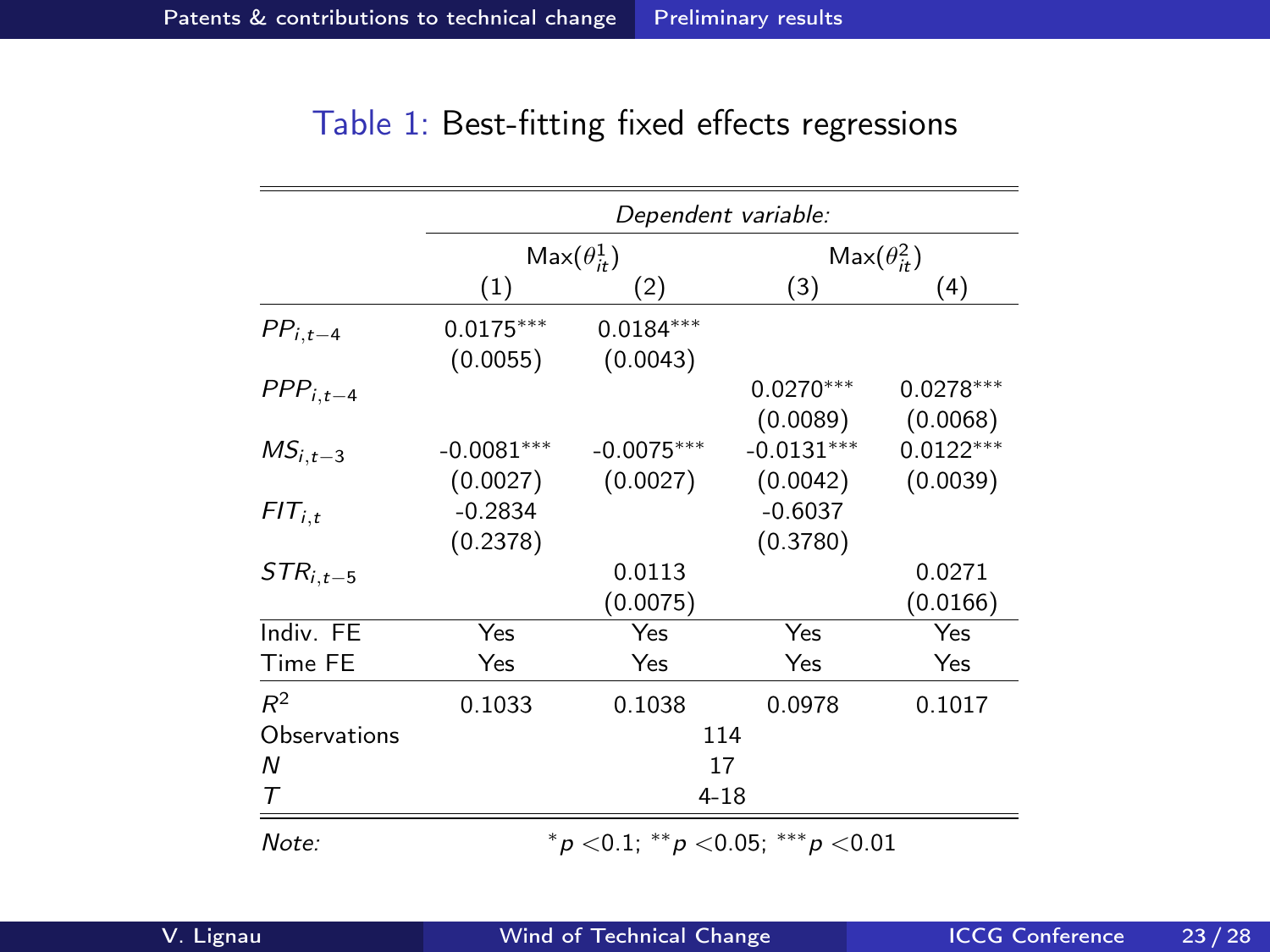Table 1: Best-fitting fixed effects regressions

| | *Dependent variable:* | | | |
|---|---|---|---|---|
| | Max($\theta^1_{it}$) | | Max($\theta^2_{it}$) | |
| | (1) | (2) | (3) | (4) |
| $PP_{i,t-4}$ | 0.0175*** | 0.0184*** | | |
| | (0.0055) | (0.0043) | | |
| $PPP_{i,t-4}$ | | | 0.0270*** | 0.0278*** |
| | | | (0.0089) | (0.0068) |
| $MS_{i,t-3}$ | -0.0081*** | -0.0075*** | -0.0131*** | 0.0122*** |
| | (0.0027) | (0.0027) | (0.0042) | (0.0039) |
| $FIT_{i,t}$ | -0.2834 | | -0.6037 | |
| | (0.2378) | | (0.3780) | |
| $STR_{i,t-5}$ | | 0.0113 | | 0.0271 |
| | | (0.0075) | | (0.0166) |
| Indiv. FE | Yes | Yes | Yes | Yes |
| Time FE | Yes | Yes | Yes | Yes |
| $R^2$ | 0.1033 | 0.1038 | 0.0978 | 0.1017 |
| Observations | 114 | | | |
| $N$ | 17 | | | |
| $T$ | 4-18 | | | |

*Note:* *$p<0.1$; **$p<0.05$; ***$p<0.01$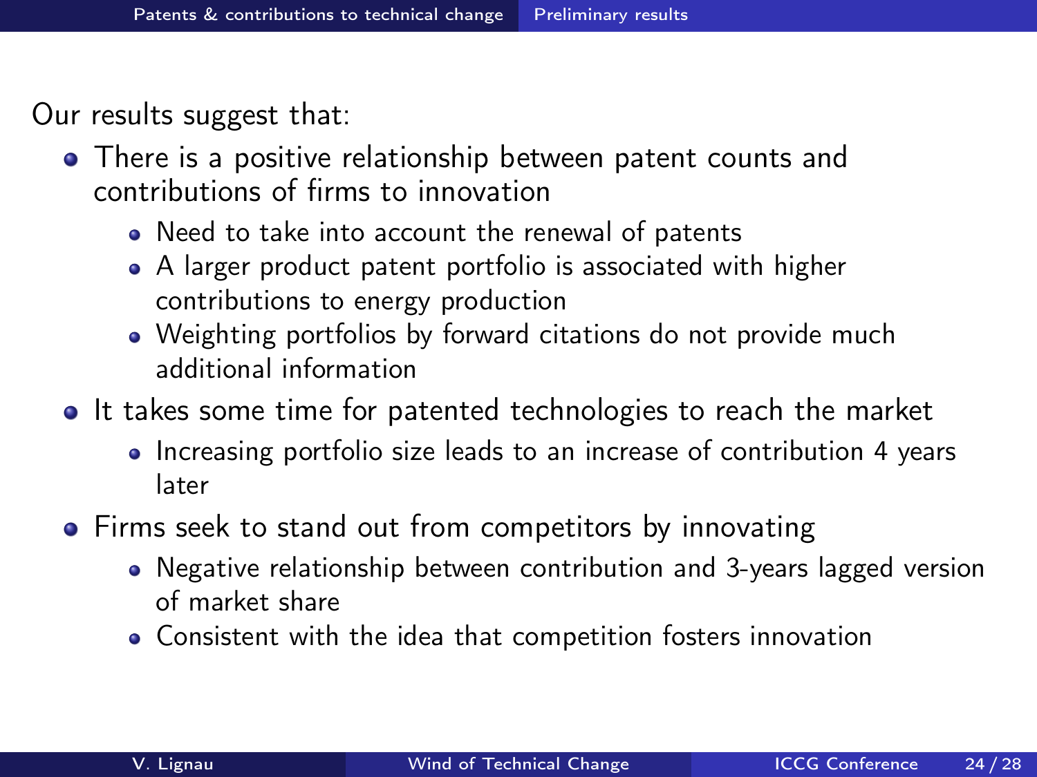Our results suggest that:

- There is a positive relationship between patent counts and contributions of firms to innovation
  - Need to take into account the renewal of patents
  - A larger product patent portfolio is associated with higher contributions to energy production
  - Weighting portfolios by forward citations do not provide much additional information
- It takes some time for patented technologies to reach the market
  - Increasing portfolio size leads to an increase of contribution 4 years later
- Firms seek to stand out from competitors by innovating
  - Negative relationship between contribution and 3-years lagged version of market share
  - Consistent with the idea that competition fosters innovation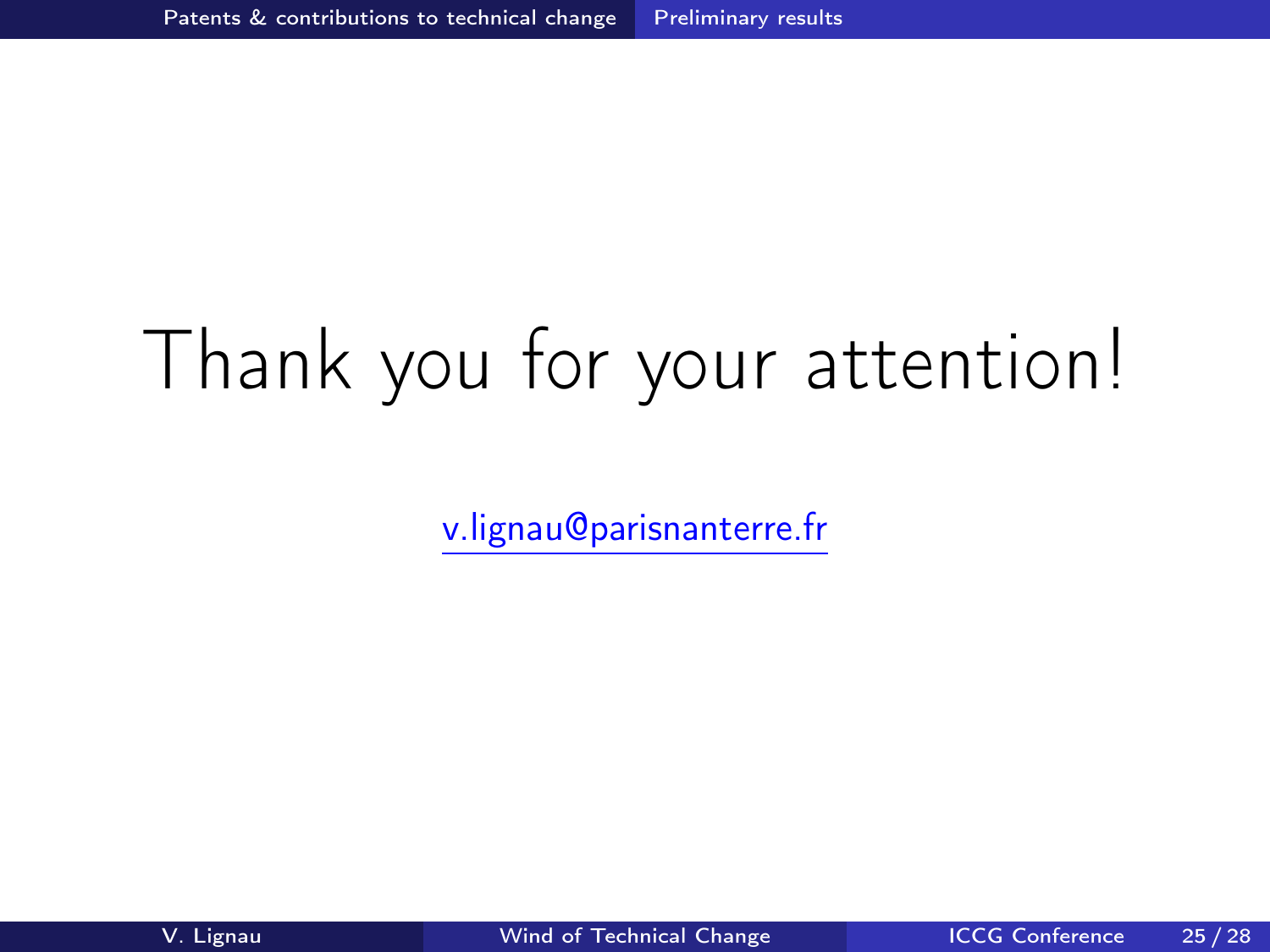# Thank you for your attention!

v.lignau@parisnanterre.fr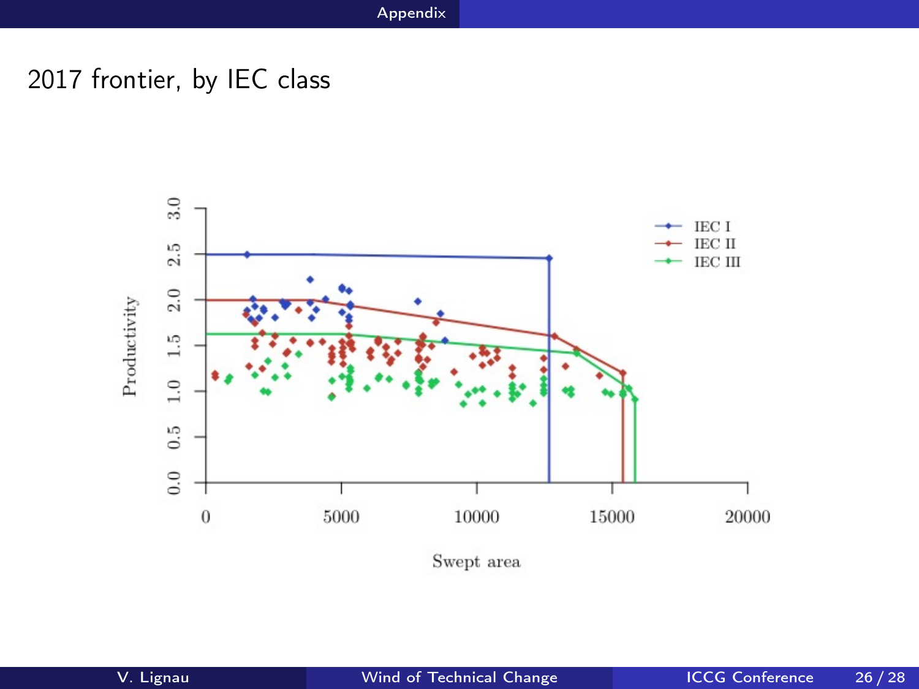## 2017 frontier, by IEC class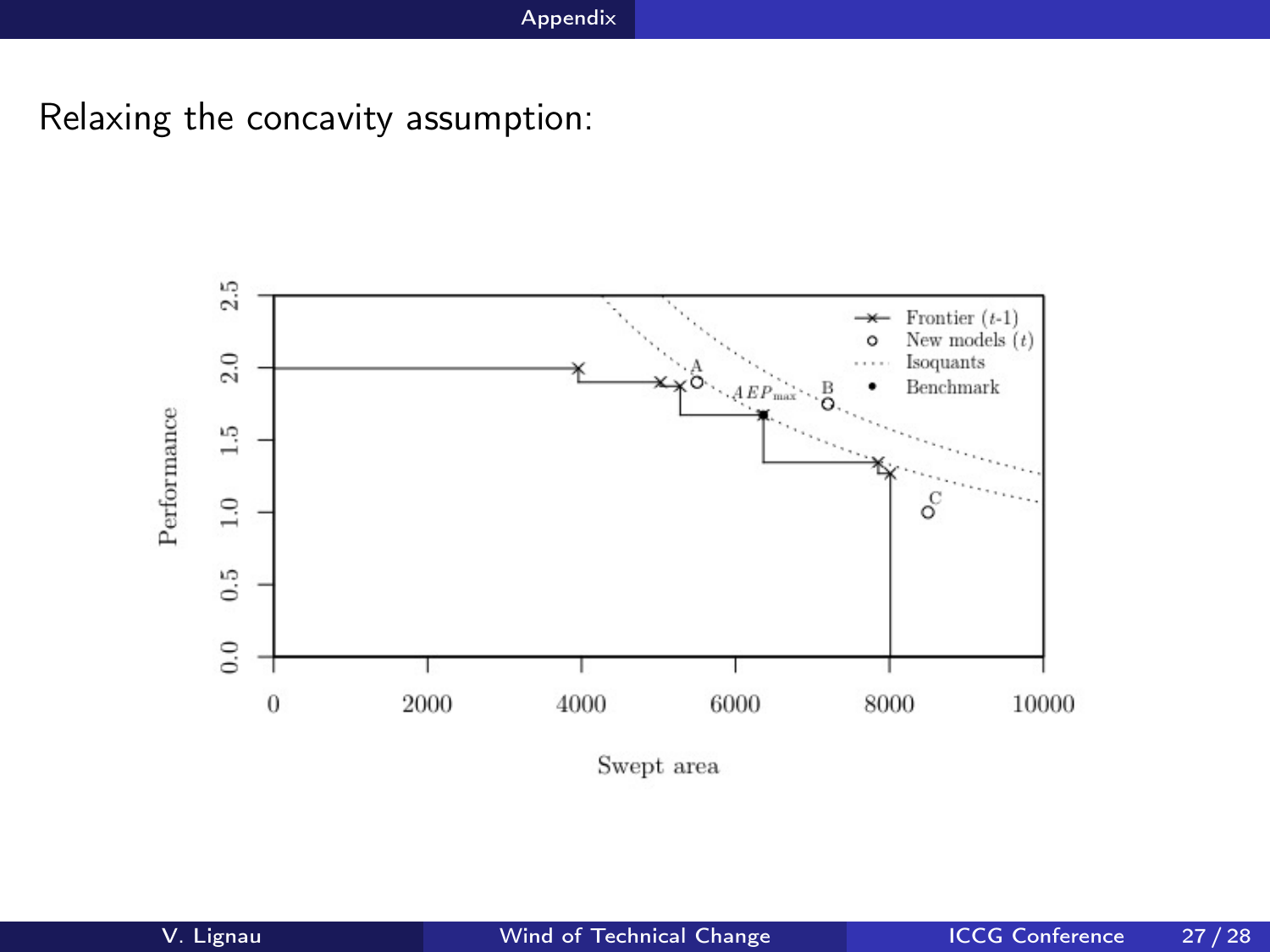Relaxing the concavity assumption: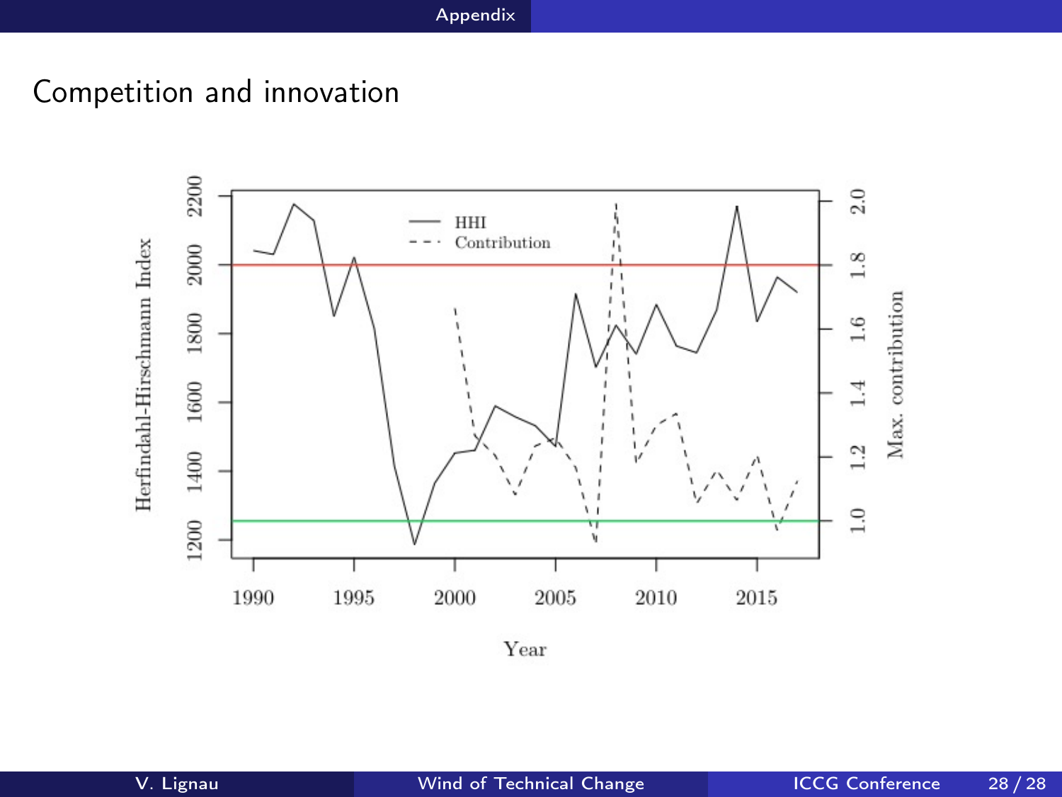## Competition and innovation

Herfindahl-Hirschmann Index

2200
2000
1800
1600
1400
1200

Max. contribution

2.0
1.8
1.6
1.4
1.2
1.0

HHI
Contribution

1990
1995
2000
2005
2010
2015

Year